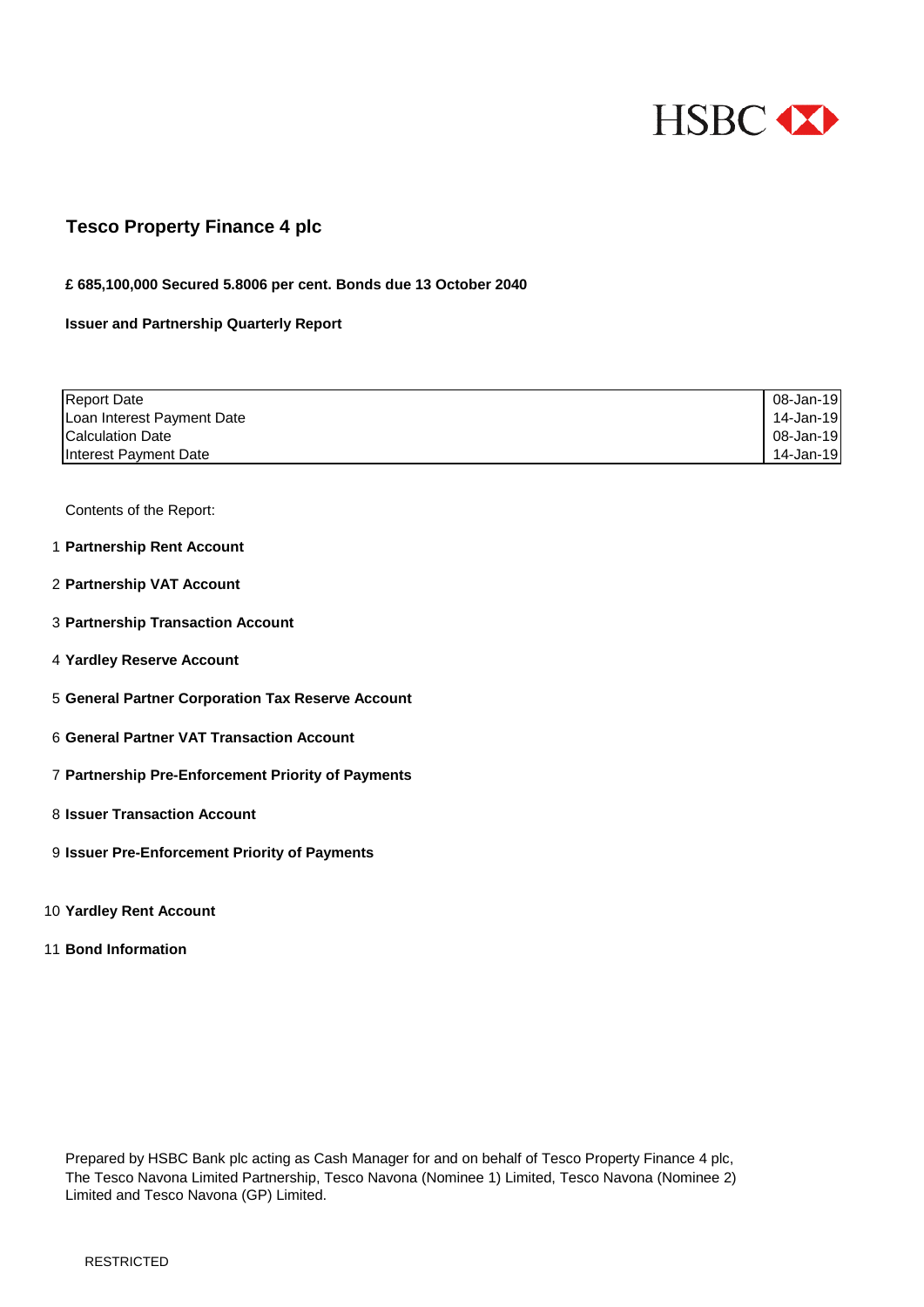HSBC

# Tesco Property Finance 4 plc

**£ 685,100,000 Secured 5.8006 per cent. Bonds due 13 October 2040**

**Issuer and Partnership Quarterly Report**

| | |
|---|---|
| Report Date | 08-Jan-19 |
| Loan Interest Payment Date | 14-Jan-19 |
| Calculation Date | 08-Jan-19 |
| Interest Payment Date | 14-Jan-19 |

Contents of the Report:

1. **Partnership Rent Account**
2. **Partnership VAT Account**
3. **Partnership Transaction Account**
4. **Yardley Reserve Account**
5. **General Partner Corporation Tax Reserve Account**
6. **General Partner VAT Transaction Account**
7. **Partnership Pre-Enforcement Priority of Payments**
8. **Issuer Transaction Account**
9. **Issuer Pre-Enforcement Priority of Payments**
10. **Yardley Rent Account**
11. **Bond Information**

Prepared by HSBC Bank plc acting as Cash Manager for and on behalf of Tesco Property Finance 4 plc, The Tesco Navona Limited Partnership, Tesco Navona (Nominee 1) Limited, Tesco Navona (Nominee 2) Limited and Tesco Navona (GP) Limited.

RESTRICTED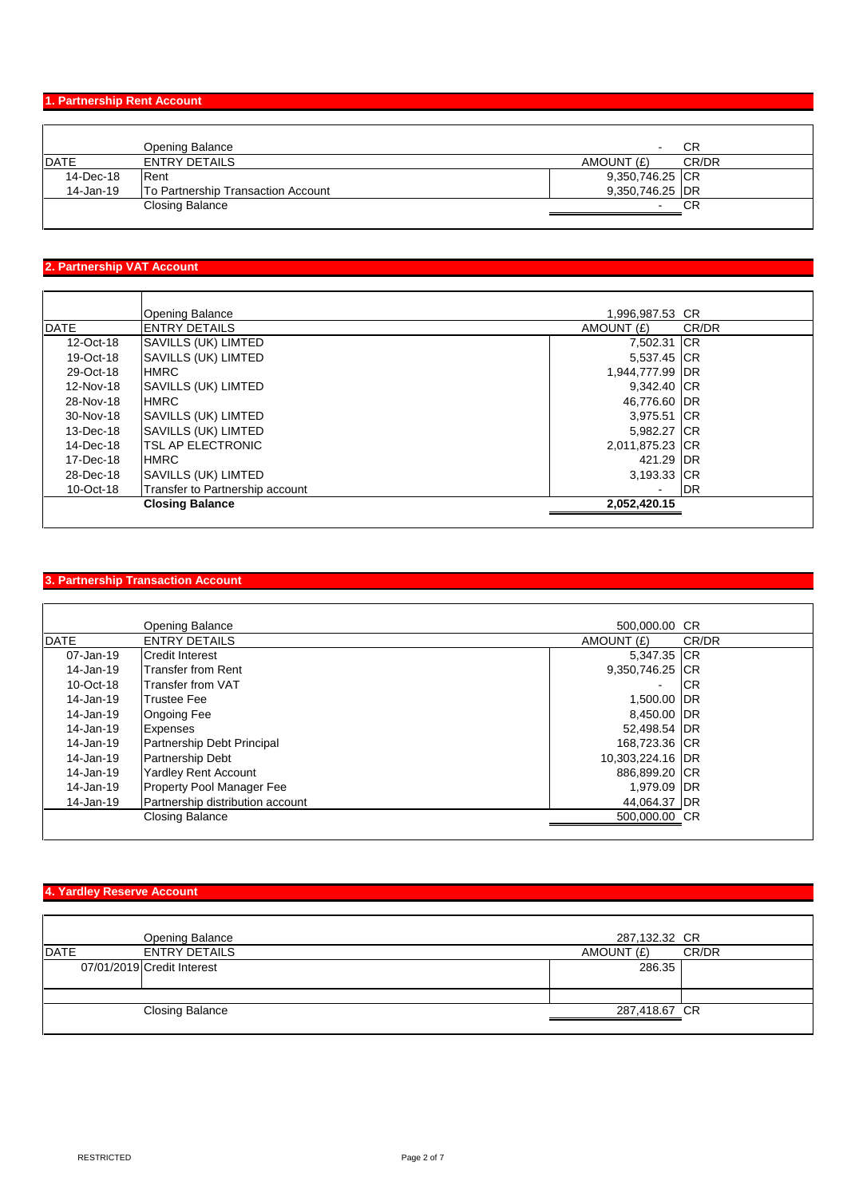## 1. Partnership Rent Account

| DATE | ENTRY DETAILS | AMOUNT (£) | CR/DR |
|---|---|---|---|
| | Opening Balance | - | CR |
| 14-Dec-18 | Rent | 9,350,746.25 | CR |
| 14-Jan-19 | To Partnership Transaction Account | 9,350,746.25 | DR |
| | Closing Balance | - | CR |

## 2. Partnership VAT Account

| DATE | ENTRY DETAILS | AMOUNT (£) | CR/DR |
|---|---|---|---|
| | Opening Balance | 1,996,987.53 | CR |
| 12-Oct-18 | SAVILLS (UK) LIMTED | 7,502.31 | CR |
| 19-Oct-18 | SAVILLS (UK) LIMTED | 5,537.45 | CR |
| 29-Oct-18 | HMRC | 1,944,777.99 | DR |
| 12-Nov-18 | SAVILLS (UK) LIMTED | 9,342.40 | CR |
| 28-Nov-18 | HMRC | 46,776.60 | DR |
| 30-Nov-18 | SAVILLS (UK) LIMTED | 3,975.51 | CR |
| 13-Dec-18 | SAVILLS (UK) LIMTED | 5,982.27 | CR |
| 14-Dec-18 | TSL AP ELECTRONIC | 2,011,875.23 | CR |
| 17-Dec-18 | HMRC | 421.29 | DR |
| 28-Dec-18 | SAVILLS (UK) LIMTED | 3,193.33 | CR |
| 10-Oct-18 | Transfer to Partnership account | - | DR |
| | **Closing Balance** | **2,052,420.15** | |

## 3. Partnership Transaction Account

| DATE | ENTRY DETAILS | AMOUNT (£) | CR/DR |
|---|---|---|---|
| | Opening Balance | 500,000.00 | CR |
| 07-Jan-19 | Credit Interest | 5,347.35 | CR |
| 14-Jan-19 | Transfer from Rent | 9,350,746.25 | CR |
| 10-Oct-18 | Transfer from VAT | - | CR |
| 14-Jan-19 | Trustee Fee | 1,500.00 | DR |
| 14-Jan-19 | Ongoing Fee | 8,450.00 | DR |
| 14-Jan-19 | Expenses | 52,498.54 | DR |
| 14-Jan-19 | Partnership Debt Principal | 168,723.36 | CR |
| 14-Jan-19 | Partnership Debt | 10,303,224.16 | DR |
| 14-Jan-19 | Yardley Rent Account | 886,899.20 | CR |
| 14-Jan-19 | Property Pool Manager Fee | 1,979.09 | DR |
| 14-Jan-19 | Partnership distribution account | 44,064.37 | DR |
| | Closing Balance | 500,000.00 | CR |

## 4. Yardley Reserve Account

| DATE | ENTRY DETAILS | AMOUNT (£) | CR/DR |
|---|---|---|---|
| | Opening Balance | 287,132.32 | CR |
| 07/01/2019 | Credit Interest | 286.35 | |
| | | | |
| | Closing Balance | 287,418.67 | CR |

RESTRICTED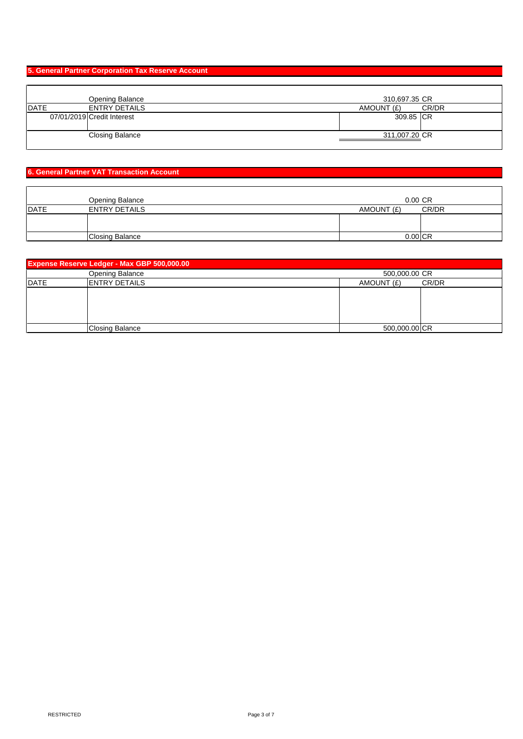## 5. General Partner Corporation Tax Reserve Account

| DATE | ENTRY DETAILS | AMOUNT (£) | CR/DR |
|---|---|---|---|
| | Opening Balance | 310,697.35 | CR |
| 07/01/2019 | Credit Interest | 309.85 | CR |
| | Closing Balance | 311,007.20 | CR |

## 6. General Partner VAT Transaction Account

| DATE | ENTRY DETAILS | AMOUNT (£) | CR/DR |
|---|---|---|---|
| | Opening Balance | 0.00 | CR |
| | | | |
| | Closing Balance | 0.00 | CR |

## Expense Reserve Ledger - Max GBP 500,000.00

| DATE | ENTRY DETAILS | AMOUNT (£) | CR/DR |
|---|---|---|---|
| | Opening Balance | 500,000.00 | CR |
| | | | |
| | Closing Balance | 500,000.00 | CR |

RESTRICTED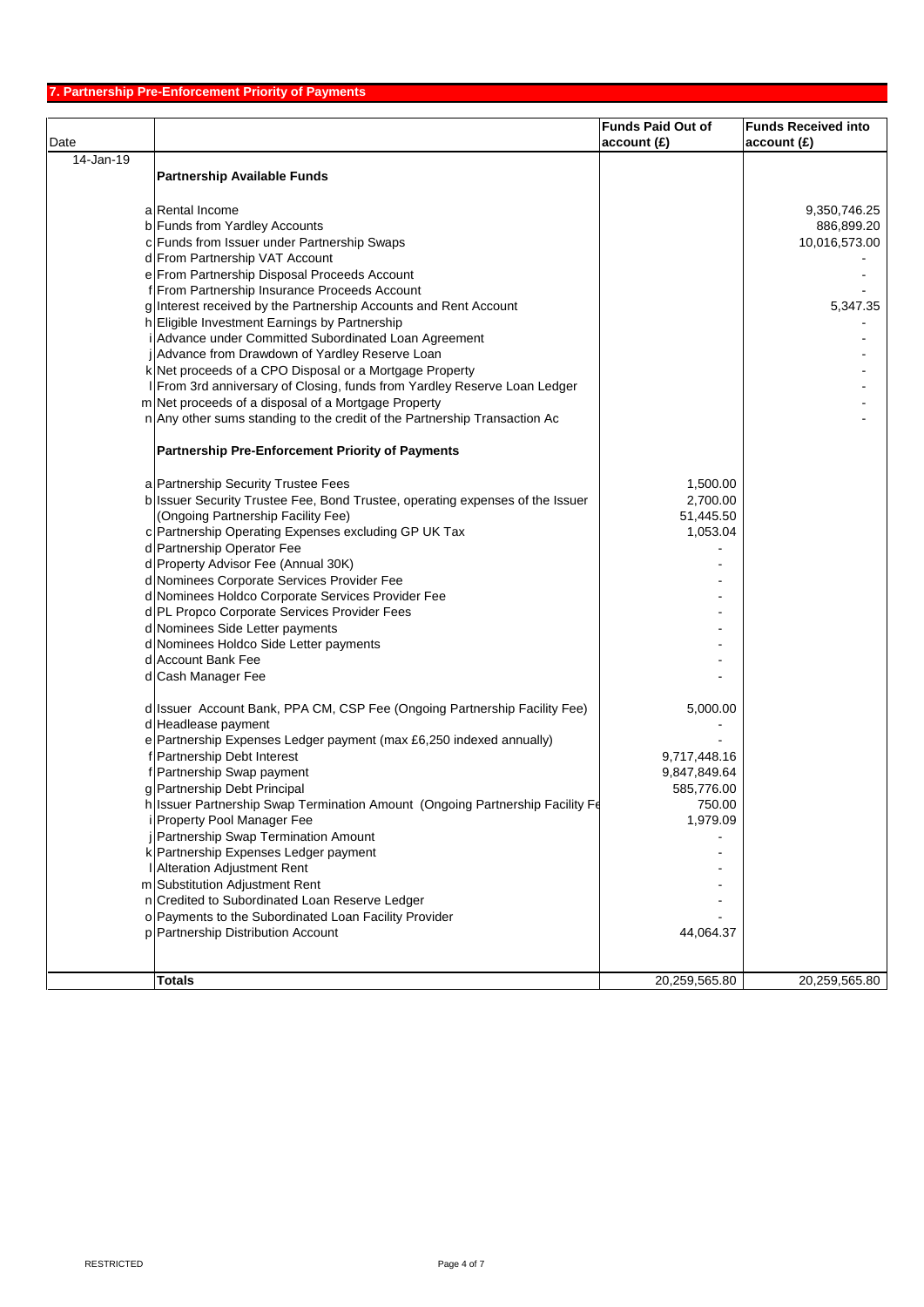## 7. Partnership Pre-Enforcement Priority of Payments

| Date | | | Funds Paid Out of account (£) | Funds Received into account (£) |
|---|---|---|---|---|
| 14-Jan-19 | | **Partnership Available Funds** | | |
| | a | Rental Income | | 9,350,746.25 |
| | b | Funds from Yardley Accounts | | 886,899.20 |
| | c | Funds from Issuer under Partnership Swaps | | 10,016,573.00 |
| | d | From Partnership VAT Account | | - |
| | e | From Partnership Disposal Proceeds Account | | - |
| | f | From Partnership Insurance Proceeds Account | | - |
| | g | Interest received by the Partnership Accounts and Rent Account | | 5,347.35 |
| | h | Eligible Investment Earnings by Partnership | | - |
| | i | Advance under Committed Subordinated Loan Agreement | | - |
| | j | Advance from Drawdown of Yardley Reserve Loan | | - |
| | k | Net proceeds of a CPO Disposal or a Mortgage Property | | - |
| | l | From 3rd anniversary of Closing, funds from Yardley Reserve Loan Ledger | | - |
| | m | Net proceeds of a disposal of a Mortgage Property | | - |
| | n | Any other sums standing to the credit of the Partnership Transaction Ac | | - |
| | | **Partnership Pre-Enforcement Priority of Payments** | | |
| | a | Partnership Security Trustee Fees | 1,500.00 | |
| | b | Issuer Security Trustee Fee, Bond Trustee, operating expenses of the Issuer | 2,700.00 | |
| | | (Ongoing Partnership Facility Fee) | 51,445.50 | |
| | c | Partnership Operating Expenses excluding GP UK Tax | 1,053.04 | |
| | d | Partnership Operator Fee | - | |
| | d | Property Advisor Fee (Annual 30K) | - | |
| | d | Nominees Corporate Services Provider Fee | - | |
| | d | Nominees Holdco Corporate Services Provider Fee | - | |
| | d | PL Propco Corporate Services Provider Fees | - | |
| | d | Nominees Side Letter payments | - | |
| | d | Nominees Holdco Side Letter payments | - | |
| | d | Account Bank Fee | - | |
| | d | Cash Manager Fee | - | |
| | d | Issuer Account Bank, PPA CM, CSP Fee (Ongoing Partnership Facility Fee) | 5,000.00 | |
| | d | Headlease payment | - | |
| | e | Partnership Expenses Ledger payment (max £6,250 indexed annually) | - | |
| | f | Partnership Debt Interest | 9,717,448.16 | |
| | f | Partnership Swap payment | 9,847,849.64 | |
| | g | Partnership Debt Principal | 585,776.00 | |
| | h | Issuer Partnership Swap Termination Amount (Ongoing Partnership Facility Fe | 750.00 | |
| | i | Property Pool Manager Fee | 1,979.09 | |
| | j | Partnership Swap Termination Amount | - | |
| | k | Partnership Expenses Ledger payment | - | |
| | l | Alteration Adjustment Rent | - | |
| | m | Substitution Adjustment Rent | - | |
| | n | Credited to Subordinated Loan Reserve Ledger | - | |
| | o | Payments to the Subordinated Loan Facility Provider | - | |
| | p | Partnership Distribution Account | 44,064.37 | |
| | | **Totals** | 20,259,565.80 | 20,259,565.80 |

RESTRICTED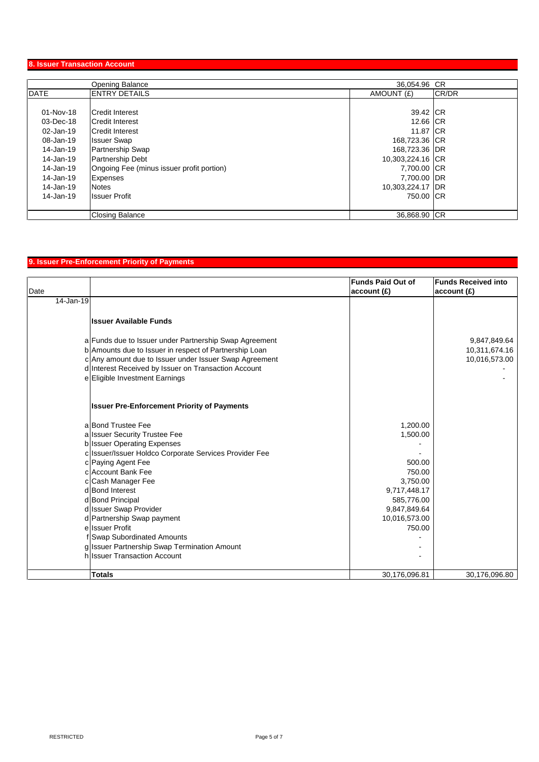## 8. Issuer Transaction Account

| DATE | ENTRY DETAILS | AMOUNT (£) | CR/DR |
|---|---|---|---|
| | Opening Balance | 36,054.96 | CR |
| 01-Nov-18 | Credit Interest | 39.42 | CR |
| 03-Dec-18 | Credit Interest | 12.66 | CR |
| 02-Jan-19 | Credit Interest | 11.87 | CR |
| 08-Jan-19 | Issuer Swap | 168,723.36 | CR |
| 14-Jan-19 | Partnership Swap | 168,723.36 | DR |
| 14-Jan-19 | Partnership Debt | 10,303,224.16 | CR |
| 14-Jan-19 | Ongoing Fee (minus issuer profit portion) | 7,700.00 | CR |
| 14-Jan-19 | Expenses | 7,700.00 | DR |
| 14-Jan-19 | Notes | 10,303,224.17 | DR |
| 14-Jan-19 | Issuer Profit | 750.00 | CR |
| | Closing Balance | 36,868.90 | CR |

## 9. Issuer Pre-Enforcement Priority of Payments

| Date | | | Funds Paid Out of account (£) | Funds Received into account (£) |
|---|---|---|---|---|
| 14-Jan-19 | | | | |
| | | **Issuer Available Funds** | | |
| | a | Funds due to Issuer under Partnership Swap Agreement | | 9,847,849.64 |
| | b | Amounts due to Issuer in respect of Partnership Loan | | 10,311,674.16 |
| | c | Any amount due to Issuer under Issuer Swap Agreement | | 10,016,573.00 |
| | d | Interest Received by Issuer on Transaction Account | | - |
| | e | Eligible Investment Earnings | | - |
| | | **Issuer Pre-Enforcement Priority of Payments** | | |
| | a | Bond Trustee Fee | 1,200.00 | |
| | a | Issuer Security Trustee Fee | 1,500.00 | |
| | b | Issuer Operating Expenses | - | |
| | c | Issuer/Issuer Holdco Corporate Services Provider Fee | - | |
| | c | Paying Agent Fee | 500.00 | |
| | c | Account Bank Fee | 750.00 | |
| | c | Cash Manager Fee | 3,750.00 | |
| | d | Bond Interest | 9,717,448.17 | |
| | d | Bond Principal | 585,776.00 | |
| | d | Issuer Swap Provider | 9,847,849.64 | |
| | d | Partnership Swap payment | 10,016,573.00 | |
| | e | Issuer Profit | 750.00 | |
| | f | Swap Subordinated Amounts | - | |
| | g | Issuer Partnership Swap Termination Amount | - | |
| | h | Issuer Transaction Account | - | |
| | | **Totals** | 30,176,096.81 | 30,176,096.80 |

RESTRICTED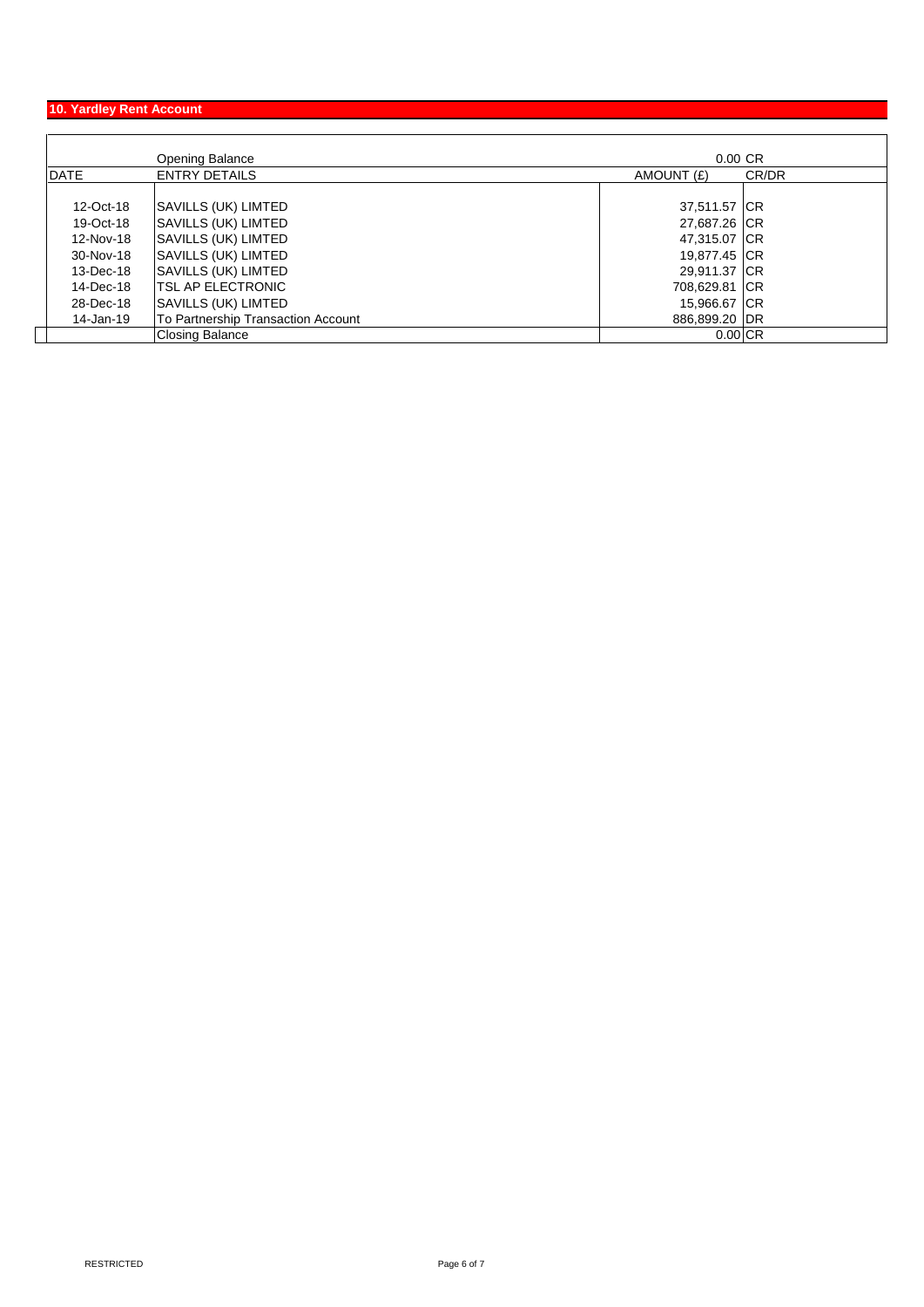## 10. Yardley Rent Account

| DATE | ENTRY DETAILS | AMOUNT (£) | CR/DR |
|---|---|---|---|
| | Opening Balance | 0.00 | CR |
| 12-Oct-18 | SAVILLS (UK) LIMTED | 37,511.57 | CR |
| 19-Oct-18 | SAVILLS (UK) LIMTED | 27,687.26 | CR |
| 12-Nov-18 | SAVILLS (UK) LIMTED | 47,315.07 | CR |
| 30-Nov-18 | SAVILLS (UK) LIMTED | 19,877.45 | CR |
| 13-Dec-18 | SAVILLS (UK) LIMTED | 29,911.37 | CR |
| 14-Dec-18 | TSL AP ELECTRONIC | 708,629.81 | CR |
| 28-Dec-18 | SAVILLS (UK) LIMTED | 15,966.67 | CR |
| 14-Jan-19 | To Partnership Transaction Account | 886,899.20 | DR |
| | Closing Balance | 0.00 | CR |

RESTRICTED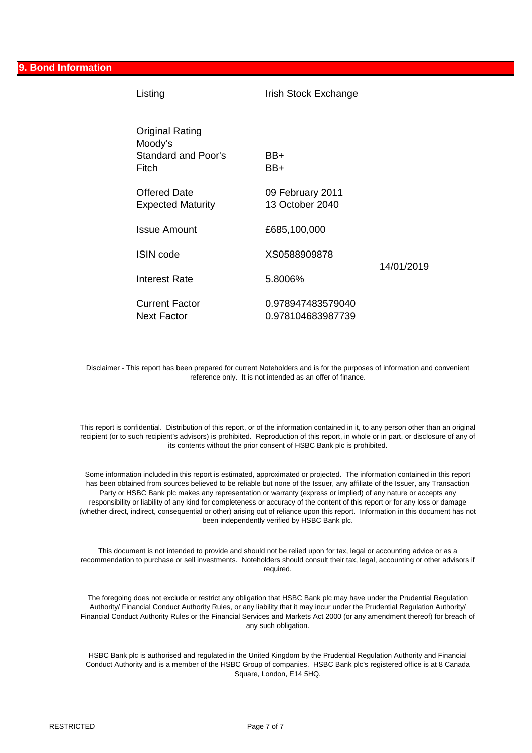## 9. Bond Information

| | | |
|---|---|---|
| Listing | Irish Stock Exchange | |
| | | |
| <u>Original Rating</u> | | |
| Moody's | | |
| Standard and Poor's | BB+ | |
| Fitch | BB+ | |
| | | |
| Offered Date | 09 February 2011 | |
| Expected Maturity | 13 October 2040 | |
| | | |
| Issue Amount | £685,100,000 | |
| | | |
| ISIN code | XS0588909878 | 14/01/2019 |
| | | |
| Interest Rate | 5.8006% | |
| | | |
| Current Factor | 0.978947483579040 | |
| Next Factor | 0.978104683987739 | |

Disclaimer - This report has been prepared for current Noteholders and is for the purposes of information and convenient reference only. It is not intended as an offer of finance.

This report is confidential. Distribution of this report, or of the information contained in it, to any person other than an original recipient (or to such recipient's advisors) is prohibited. Reproduction of this report, in whole or in part, or disclosure of any of its contents without the prior consent of HSBC Bank plc is prohibited.

Some information included in this report is estimated, approximated or projected. The information contained in this report has been obtained from sources believed to be reliable but none of the Issuer, any affiliate of the Issuer, any Transaction Party or HSBC Bank plc makes any representation or warranty (express or implied) of any nature or accepts any responsibility or liability of any kind for completeness or accuracy of the content of this report or for any loss or damage (whether direct, indirect, consequential or other) arising out of reliance upon this report. Information in this document has not been independently verified by HSBC Bank plc.

This document is not intended to provide and should not be relied upon for tax, legal or accounting advice or as a recommendation to purchase or sell investments. Noteholders should consult their tax, legal, accounting or other advisors if required.

The foregoing does not exclude or restrict any obligation that HSBC Bank plc may have under the Prudential Regulation Authority/ Financial Conduct Authority Rules, or any liability that it may incur under the Prudential Regulation Authority/ Financial Conduct Authority Rules or the Financial Services and Markets Act 2000 (or any amendment thereof) for breach of any such obligation.

HSBC Bank plc is authorised and regulated in the United Kingdom by the Prudential Regulation Authority and Financial Conduct Authority and is a member of the HSBC Group of companies. HSBC Bank plc's registered office is at 8 Canada Square, London, E14 5HQ.

RESTRICTED